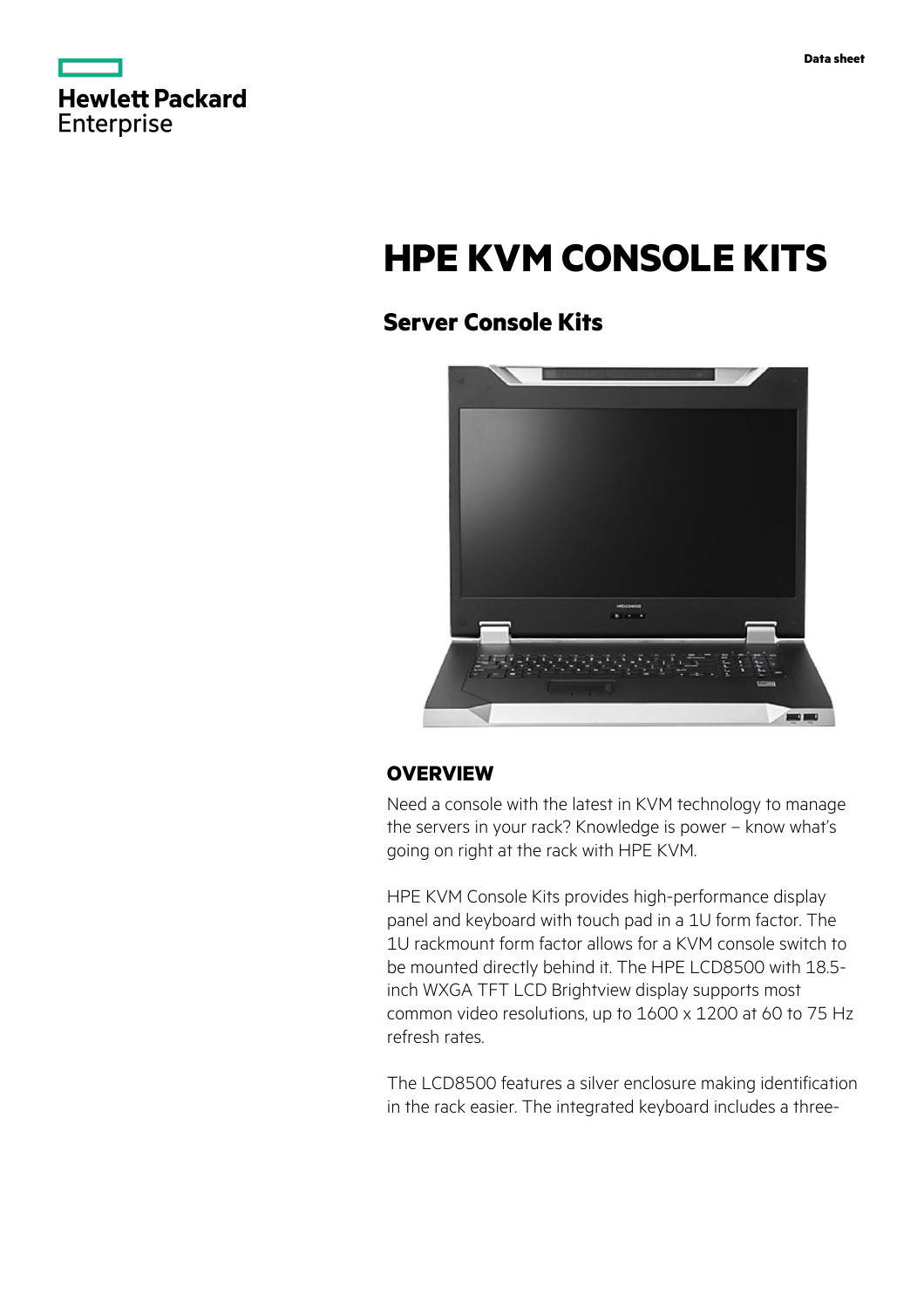Data sheet

# HPE KVM CONSOLE KITS

## Server Console Kits

### OVERVIEW

Need a console with the latest in KVM technology to manage the servers in your rack? Knowledge is power – know what's going on right at the rack with HPE KVM.

HPE KVM Console Kits provides high-performance display panel and keyboard with touch pad in a 1U form factor. The 1U rackmount form factor allows for a KVM console switch to be mounted directly behind it. The HPE LCD8500 with 18.5-inch WXGA TFT LCD Brightview display supports most common video resolutions, up to 1600 x 1200 at 60 to 75 Hz refresh rates.

The LCD8500 features a silver enclosure making identification in the rack easier. The integrated keyboard includes a three-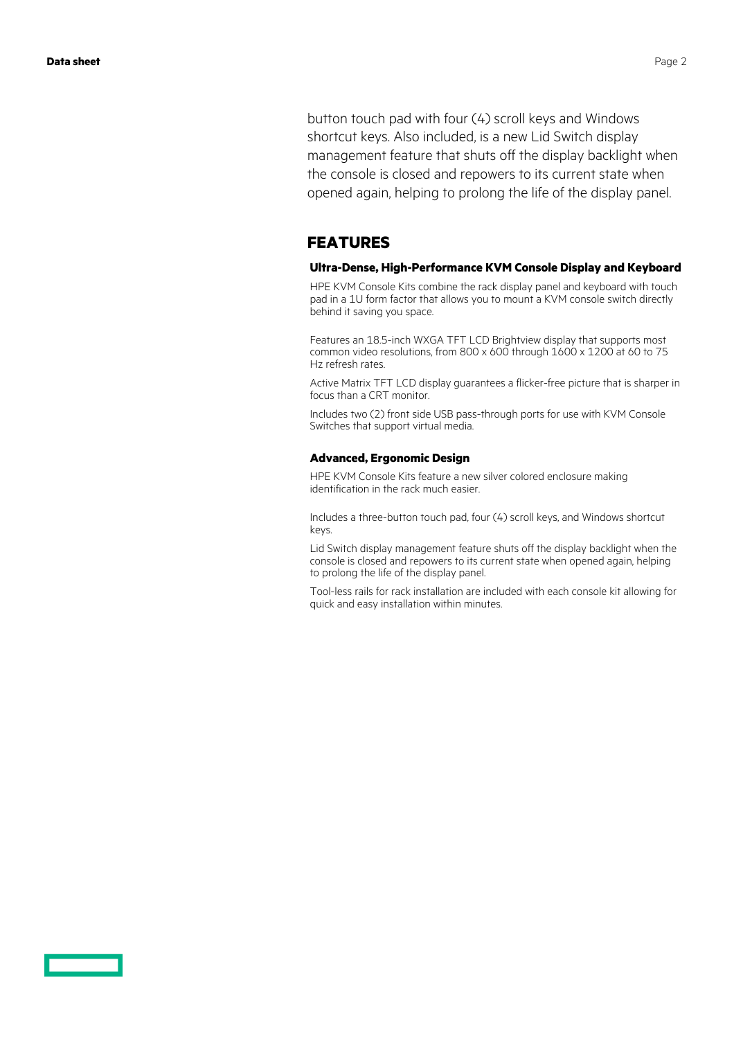button touch pad with four (4) scroll keys and Windows shortcut keys. Also included, is a new Lid Switch display management feature that shuts off the display backlight when the console is closed and repowers to its current state when opened again, helping to prolong the life of the display panel.

## FEATURES

### Ultra-Dense, High-Performance KVM Console Display and Keyboard

HPE KVM Console Kits combine the rack display panel and keyboard with touch pad in a 1U form factor that allows you to mount a KVM console switch directly behind it saving you space.

Features an 18.5-inch WXGA TFT LCD Brightview display that supports most common video resolutions, from 800 x 600 through 1600 x 1200 at 60 to 75 Hz refresh rates.

Active Matrix TFT LCD display guarantees a flicker-free picture that is sharper in focus than a CRT monitor.

Includes two (2) front side USB pass-through ports for use with KVM Console Switches that support virtual media.

### Advanced, Ergonomic Design

HPE KVM Console Kits feature a new silver colored enclosure making identification in the rack much easier.

Includes a three-button touch pad, four (4) scroll keys, and Windows shortcut keys.

Lid Switch display management feature shuts off the display backlight when the console is closed and repowers to its current state when opened again, helping to prolong the life of the display panel.

Tool-less rails for rack installation are included with each console kit allowing for quick and easy installation within minutes.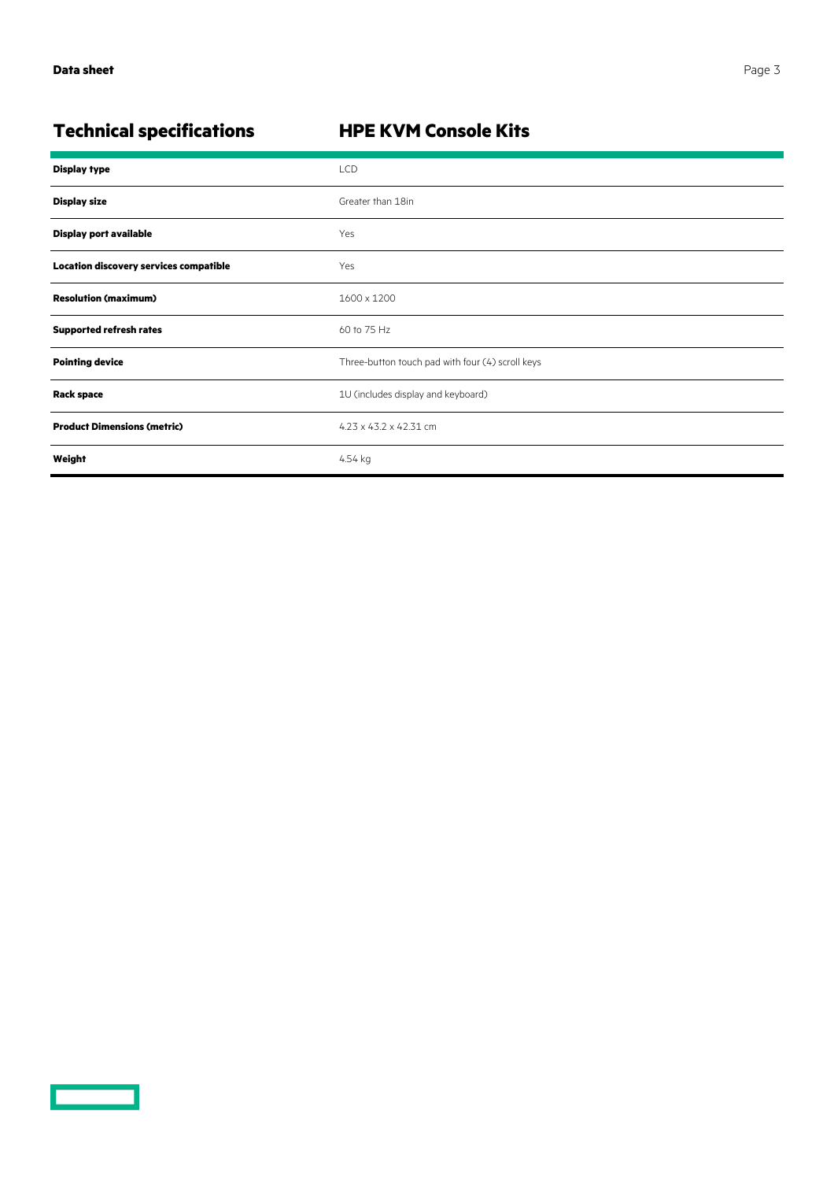## Technical specifications

| HPE KVM Console Kits | |
|---|---|
| **Display type** | LCD |
| **Display size** | Greater than 18in |
| **Display port available** | Yes |
| **Location discovery services compatible** | Yes |
| **Resolution (maximum)** | 1600 x 1200 |
| **Supported refresh rates** | 60 to 75 Hz |
| **Pointing device** | Three-button touch pad with four (4) scroll keys |
| **Rack space** | 1U (includes display and keyboard) |
| **Product Dimensions (metric)** | 4.23 x 43.2 x 42.31 cm |
| **Weight** | 4.54 kg |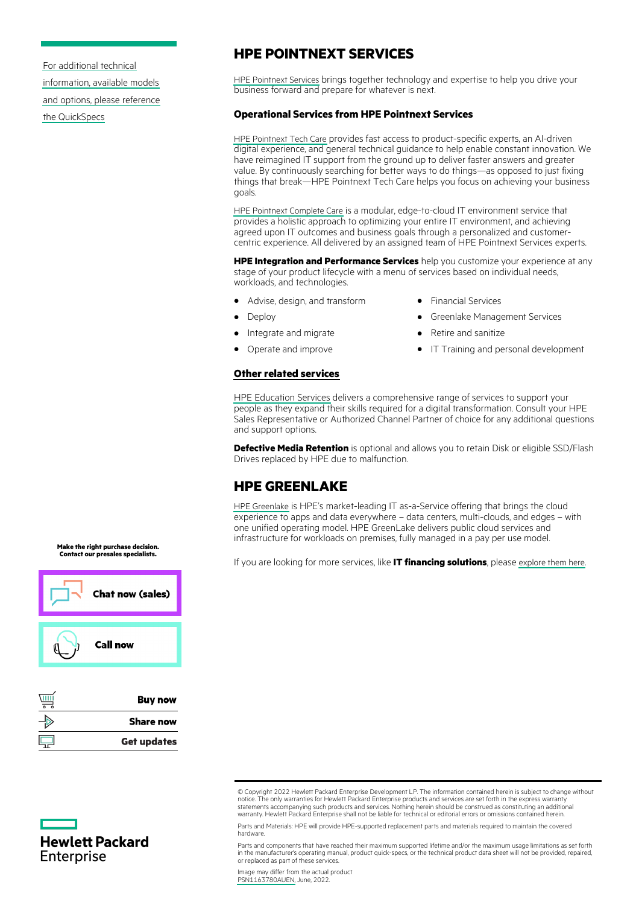For additional technical information, available models and options, please reference the QuickSpecs

## HPE POINTNEXT SERVICES

HPE Pointnext Services brings together technology and expertise to help you drive your business forward and prepare for whatever is next.

### Operational Services from HPE Pointnext Services

HPE Pointnext Tech Care provides fast access to product-specific experts, an AI-driven digital experience, and general technical guidance to help enable constant innovation. We have reimagined IT support from the ground up to deliver faster answers and greater value. By continuously searching for better ways to do things—as opposed to just fixing things that break—HPE Pointnext Tech Care helps you focus on achieving your business goals.

HPE Pointnext Complete Care is a modular, edge-to-cloud IT environment service that provides a holistic approach to optimizing your entire IT environment, and achieving agreed upon IT outcomes and business goals through a personalized and customer-centric experience. All delivered by an assigned team of HPE Pointnext Services experts.

**HPE Integration and Performance Services** help you customize your experience at any stage of your product lifecycle with a menu of services based on individual needs, workloads, and technologies.

- Advise, design, and transform
- Deploy
- Integrate and migrate
- Operate and improve
- Financial Services
- Greenlake Management Services
- Retire and sanitize
- IT Training and personal development

### Other related services

HPE Education Services delivers a comprehensive range of services to support your people as they expand their skills required for a digital transformation. Consult your HPE Sales Representative or Authorized Channel Partner of choice for any additional questions and support options.

**Defective Media Retention** is optional and allows you to retain Disk or eligible SSD/Flash Drives replaced by HPE due to malfunction.

## HPE GREENLAKE

HPE Greenlake is HPE's market-leading IT as-a-Service offering that brings the cloud experience to apps and data everywhere – data centers, multi-clouds, and edges – with one unified operating model. HPE GreenLake delivers public cloud services and infrastructure for workloads on premises, fully managed in a pay per use model.

If you are looking for more services, like **IT financing solutions**, please explore them here.

**Make the right purchase decision. Contact our presales specialists.**

**Chat now (sales)**

**Call now**

**Buy now**

**Share now**

**Get updates**

Hewlett Packard Enterprise

© Copyright 2022 Hewlett Packard Enterprise Development LP. The information contained herein is subject to change without notice. The only warranties for Hewlett Packard Enterprise products and services are set forth in the express warranty statements accompanying such products and services. Nothing herein should be construed as constituting an additional warranty. Hewlett Packard Enterprise shall not be liable for technical or editorial errors or omissions contained herein.

Parts and Materials: HPE will provide HPE-supported replacement parts and materials required to maintain the covered hardware.

Parts and components that have reached their maximum supported lifetime and/or the maximum usage limitations as set forth in the manufacturer's operating manual, product quick-specs, or the technical product data sheet will not be provided, repaired, or replaced as part of these services.

Image may differ from the actual product

PSN1163780AUEN, June, 2022.